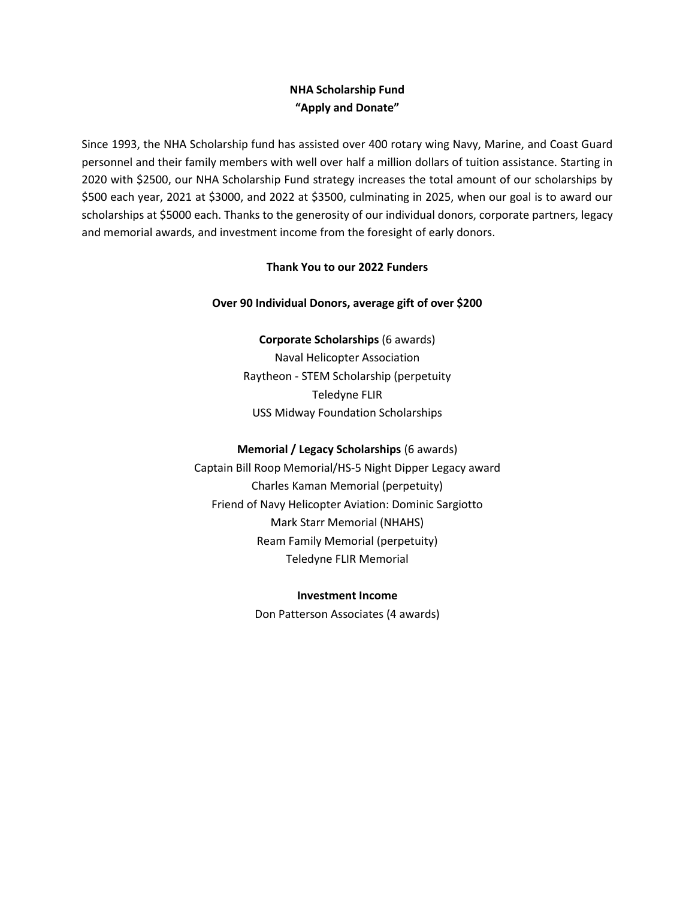# NHA Scholarship Fund
## "Apply and Donate"

Since 1993, the NHA Scholarship fund has assisted over 400 rotary wing Navy, Marine, and Coast Guard personnel and their family members with well over half a million dollars of tuition assistance. Starting in 2020 with $2500, our NHA Scholarship Fund strategy increases the total amount of our scholarships by $500 each year, 2021 at $3000, and 2022 at $3500, culminating in 2025, when our goal is to award our scholarships at $5000 each. Thanks to the generosity of our individual donors, corporate partners, legacy and memorial awards, and investment income from the foresight of early donors.

### Thank You to our 2022 Funders

**Over 90 Individual Donors, average gift of over $200**

**Corporate Scholarships** (6 awards)

Naval Helicopter Association
Raytheon - STEM Scholarship (perpetuity
Teledyne FLIR
USS Midway Foundation Scholarships

**Memorial / Legacy Scholarships** (6 awards)

Captain Bill Roop Memorial/HS-5 Night Dipper Legacy award
Charles Kaman Memorial (perpetuity)
Friend of Navy Helicopter Aviation: Dominic Sargiotto
Mark Starr Memorial (NHAHS)
Ream Family Memorial (perpetuity)
Teledyne FLIR Memorial

**Investment Income**

Don Patterson Associates (4 awards)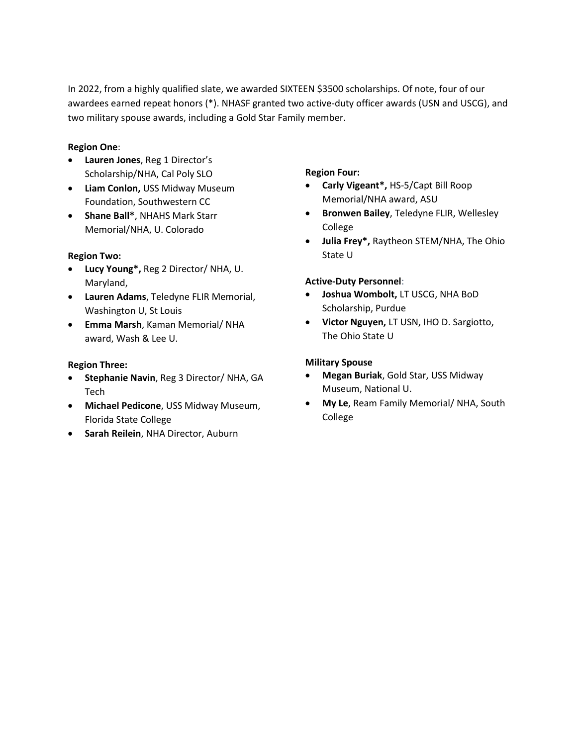In 2022, from a highly qualified slate, we awarded SIXTEEN $3500 scholarships. Of note, four of our awardees earned repeat honors (*). NHASF granted two active-duty officer awards (USN and USCG), and two military spouse awards, including a Gold Star Family member.

**Region One**:

- **Lauren Jones**, Reg 1 Director's Scholarship/NHA, Cal Poly SLO
- **Liam Conlon,** USS Midway Museum Foundation, Southwestern CC
- **Shane Ball***, NHAHS Mark Starr Memorial/NHA, U. Colorado

**Region Two:**

- **Lucy Young*,** Reg 2 Director/ NHA, U. Maryland,
- **Lauren Adams**, Teledyne FLIR Memorial, Washington U, St Louis
- **Emma Marsh**, Kaman Memorial/ NHA award, Wash & Lee U.

**Region Three:**

- **Stephanie Navin**, Reg 3 Director/ NHA, GA Tech
- **Michael Pedicone**, USS Midway Museum, Florida State College
- **Sarah Reilein**, NHA Director, Auburn

**Region Four:**

- **Carly Vigeant*,** HS-5/Capt Bill Roop Memorial/NHA award, ASU
- **Bronwen Bailey**, Teledyne FLIR, Wellesley College
- **Julia Frey*,** Raytheon STEM/NHA, The Ohio State U

**Active-Duty Personnel**:

- **Joshua Wombolt,** LT USCG, NHA BoD Scholarship, Purdue
- **Victor Nguyen,** LT USN, IHO D. Sargiotto, The Ohio State U

**Military Spouse**

- **Megan Buriak**, Gold Star, USS Midway Museum, National U.
- **My Le**, Ream Family Memorial/ NHA, South College